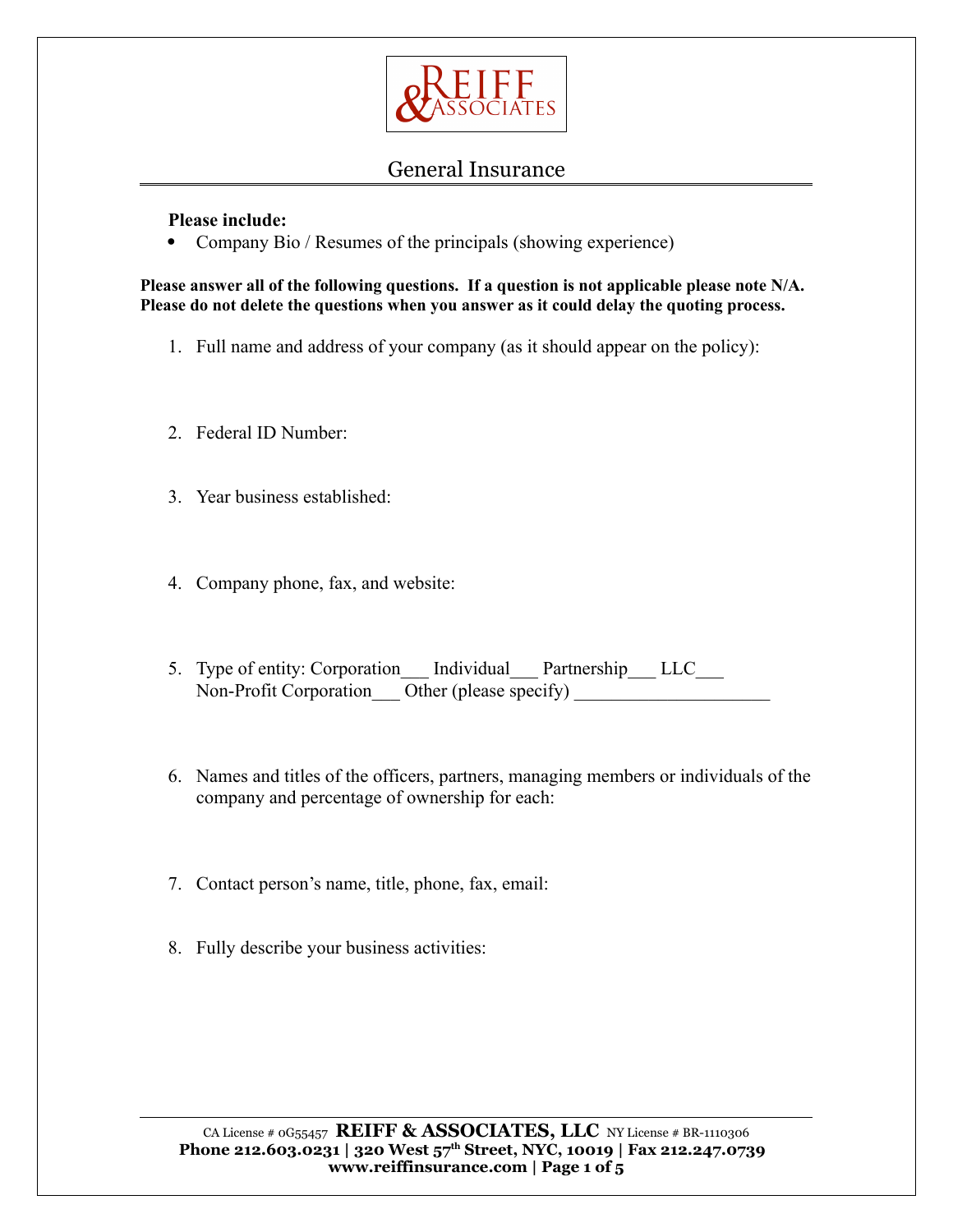# REIFF & ASSOCIATES

## General Insurance

**Please include:**

- Company Bio / Resumes of the principals (showing experience)

**Please answer all of the following questions. If a question is not applicable please note N/A. Please do not delete the questions when you answer as it could delay the quoting process.**

1. Full name and address of your company (as it should appear on the policy):

2. Federal ID Number:

3. Year business established:

4. Company phone, fax, and website:

5. Type of entity: Corporation___ Individual___ Partnership___ LLC___ Non-Profit Corporation___ Other (please specify) ____________________

6. Names and titles of the officers, partners, managing members or individuals of the company and percentage of ownership for each:

7. Contact person's name, title, phone, fax, email:

8. Fully describe your business activities:

CA License # 0G55457 **REIFF & ASSOCIATES, LLC** NY License # BR-1110306
**Phone 212.603.0231 | 320 West 57th Street, NYC, 10019 | Fax 212.247.0739**
**www.reiffinsurance.com**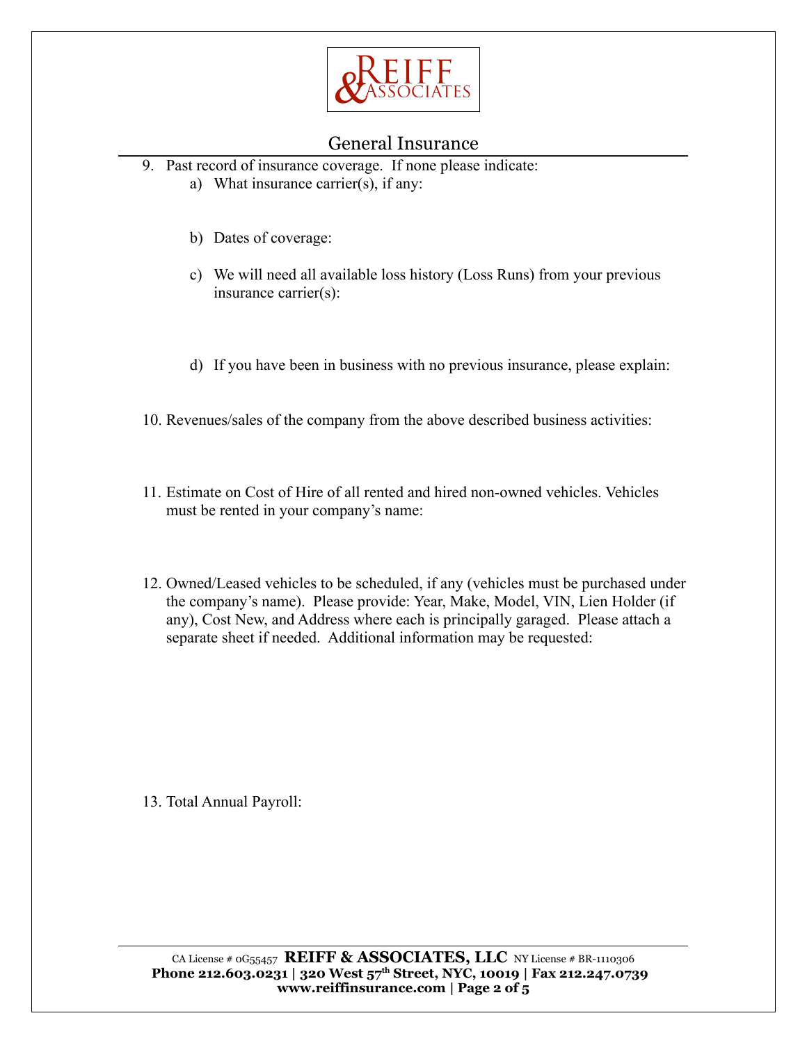## General Insurance

9. Past record of insurance coverage. If none please indicate:
   a) What insurance carrier(s), if any:

   b) Dates of coverage:

   c) We will need all available loss history (Loss Runs) from your previous insurance carrier(s):

   d) If you have been in business with no previous insurance, please explain:

10. Revenues/sales of the company from the above described business activities:

11. Estimate on Cost of Hire of all rented and hired non-owned vehicles. Vehicles must be rented in your company's name:

12. Owned/Leased vehicles to be scheduled, if any (vehicles must be purchased under the company's name). Please provide: Year, Make, Model, VIN, Lien Holder (if any), Cost New, and Address where each is principally garaged. Please attach a separate sheet if needed. Additional information may be requested:

13. Total Annual Payroll: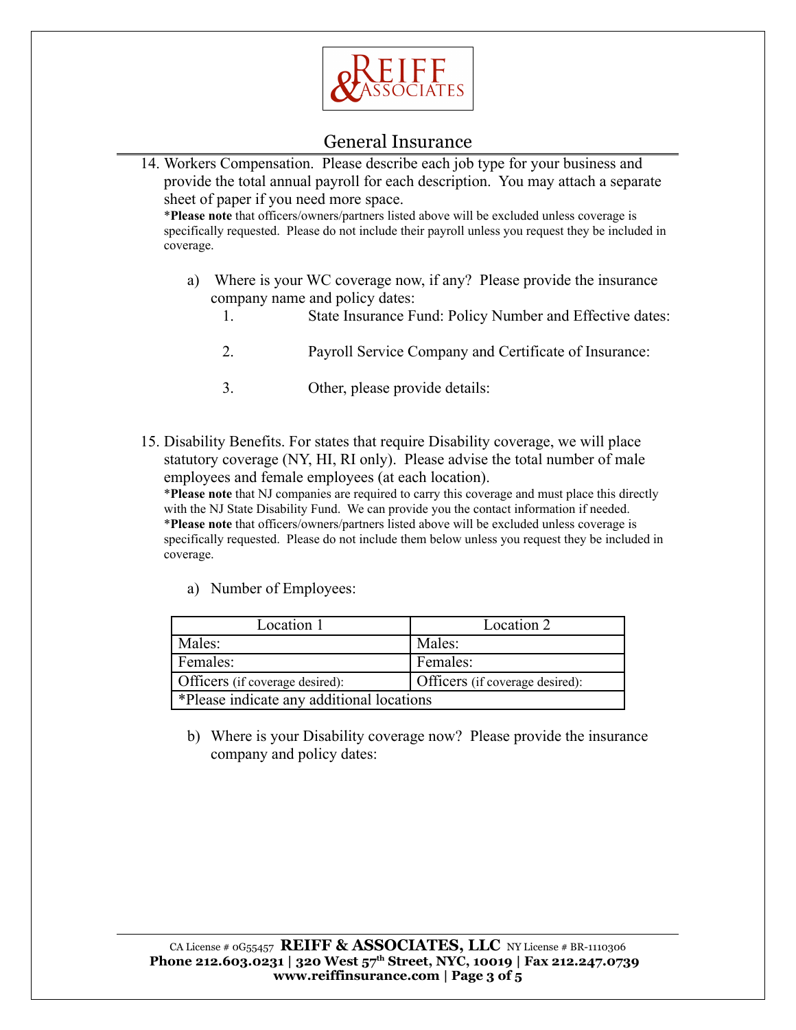# General Insurance

14. Workers Compensation. Please describe each job type for your business and provide the total annual payroll for each description. You may attach a separate sheet of paper if you need more space.
    *__Please note__ that officers/owners/partners listed above will be excluded unless coverage is specifically requested. Please do not include their payroll unless you request they be included in coverage.

    a) Where is your WC coverage now, if any? Please provide the insurance company name and policy dates:
        1. State Insurance Fund: Policy Number and Effective dates:
        2. Payroll Service Company and Certificate of Insurance:
        3. Other, please provide details:

15. Disability Benefits. For states that require Disability coverage, we will place statutory coverage (NY, HI, RI only). Please advise the total number of male employees and female employees (at each location).
    *__Please note__ that NJ companies are required to carry this coverage and must place this directly with the NJ State Disability Fund. We can provide you the contact information if needed.
    *__Please note__ that officers/owners/partners listed above will be excluded unless coverage is specifically requested. Please do not include them below unless you request they be included in coverage.

    a) Number of Employees:

| Location 1 | Location 2 |
|---|---|
| Males: | Males: |
| Females: | Females: |
| Officers (if coverage desired): | Officers (if coverage desired): |
| *Please indicate any additional locations | |

    b) Where is your Disability coverage now? Please provide the insurance company and policy dates:

CA License # 0G55457 **REIFF & ASSOCIATES, LLC** NY License # BR-1110306
**Phone 212.603.0231 | 320 West 57th Street, NYC, 10019 | Fax 212.247.0739**
**www.reiffinsurance.com**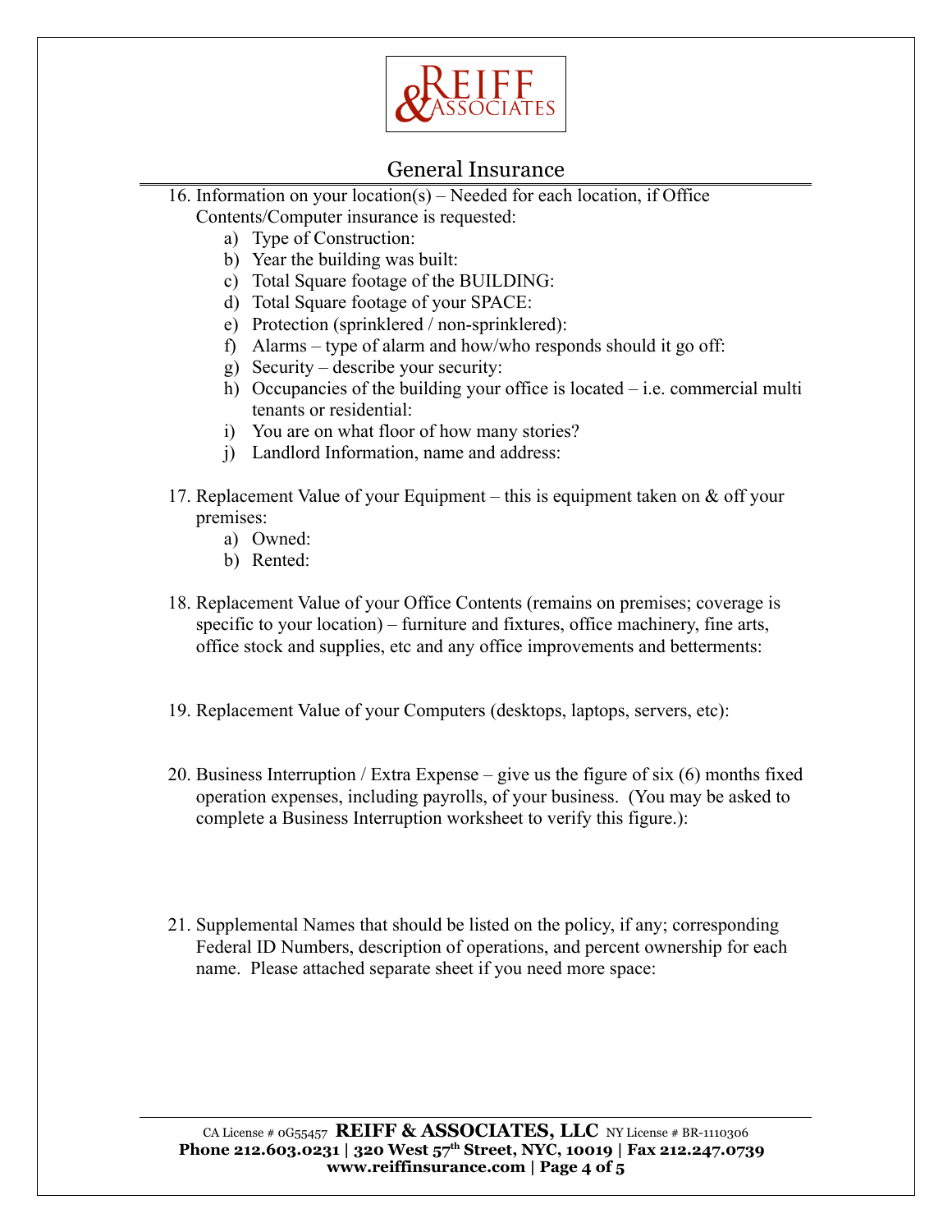## General Insurance

16. Information on your location(s) – Needed for each location, if Office Contents/Computer insurance is requested:
    a) Type of Construction:
    b) Year the building was built:
    c) Total Square footage of the BUILDING:
    d) Total Square footage of your SPACE:
    e) Protection (sprinklered / non-sprinklered):
    f) Alarms – type of alarm and how/who responds should it go off:
    g) Security – describe your security:
    h) Occupancies of the building your office is located – i.e. commercial multi tenants or residential:
    i) You are on what floor of how many stories?
    j) Landlord Information, name and address:

17. Replacement Value of your Equipment – this is equipment taken on & off your premises:
    a) Owned:
    b) Rented:

18. Replacement Value of your Office Contents (remains on premises; coverage is specific to your location) – furniture and fixtures, office machinery, fine arts, office stock and supplies, etc and any office improvements and betterments:

19. Replacement Value of your Computers (desktops, laptops, servers, etc):

20. Business Interruption / Extra Expense – give us the figure of six (6) months fixed operation expenses, including payrolls, of your business. (You may be asked to complete a Business Interruption worksheet to verify this figure.):

21. Supplemental Names that should be listed on the policy, if any; corresponding Federal ID Numbers, description of operations, and percent ownership for each name. Please attached separate sheet if you need more space: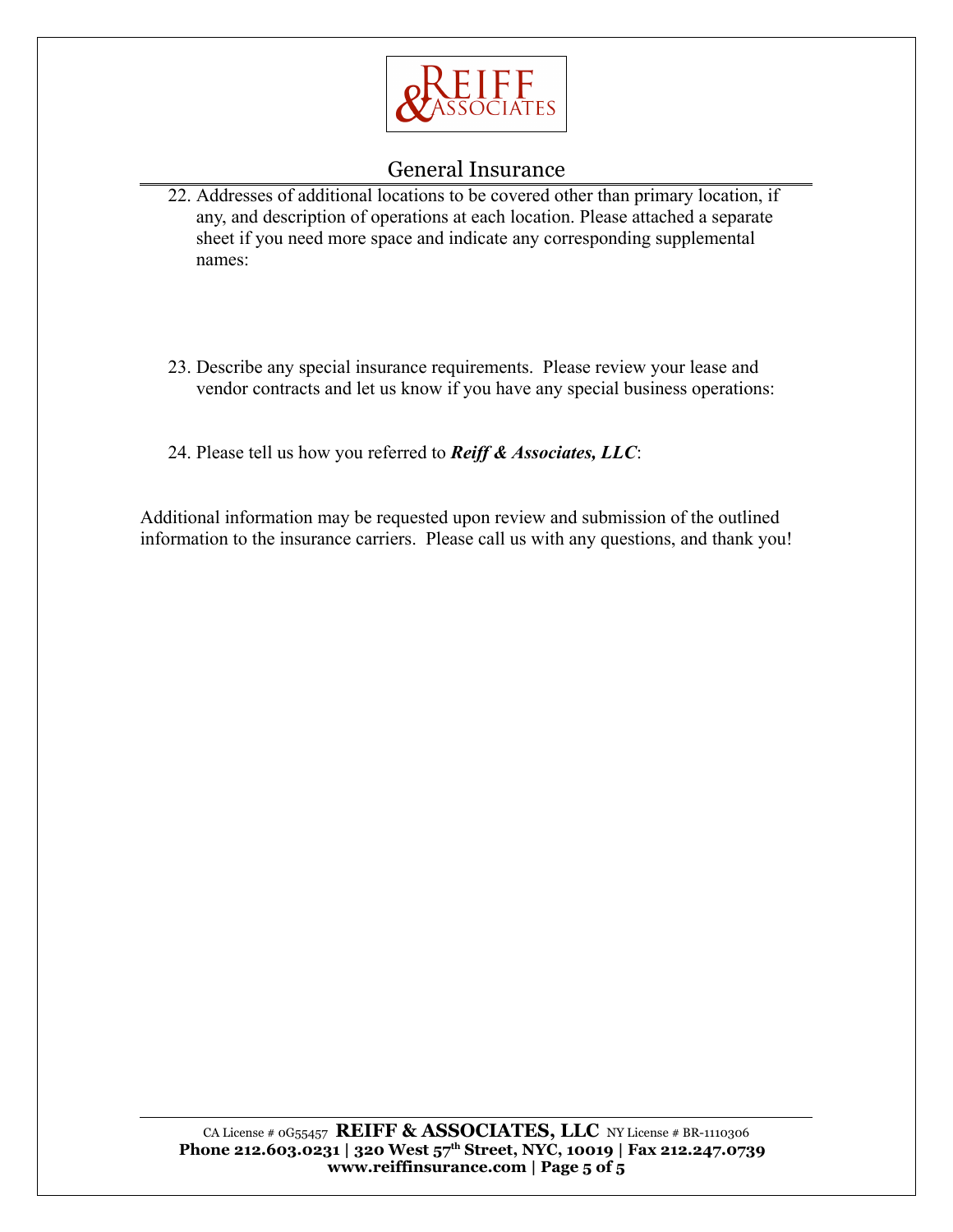# General Insurance

22. Addresses of additional locations to be covered other than primary location, if any, and description of operations at each location. Please attached a separate sheet if you need more space and indicate any corresponding supplemental names:

23. Describe any special insurance requirements. Please review your lease and vendor contracts and let us know if you have any special business operations:

24. Please tell us how you referred to ***Reiff & Associates, LLC***:

Additional information may be requested upon review and submission of the outlined information to the insurance carriers. Please call us with any questions, and thank you!